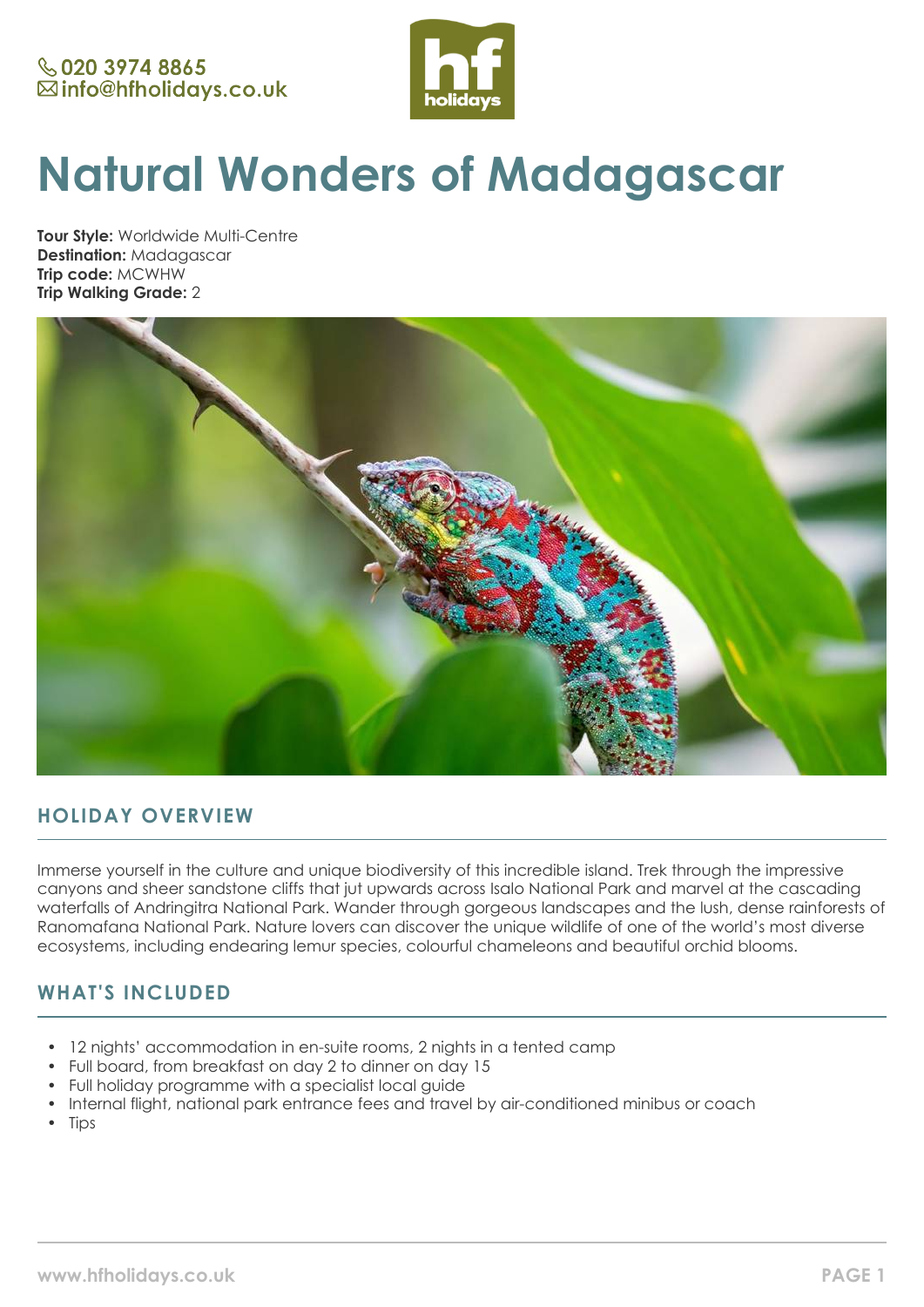020 3974 8865
info@hfholidays.co.uk

# Natural Wonders of Madagascar

**Tour Style:** Worldwide Multi-Centre
**Destination:** Madagascar
**Trip code:** MCWHW
**Trip Walking Grade:** 2

## HOLIDAY OVERVIEW

Immerse yourself in the culture and unique biodiversity of this incredible island. Trek through the impressive canyons and sheer sandstone cliffs that jut upwards across Isalo National Park and marvel at the cascading waterfalls of Andringitra National Park. Wander through gorgeous landscapes and the lush, dense rainforests of Ranomafana National Park. Nature lovers can discover the unique wildlife of one of the world's most diverse ecosystems, including endearing lemur species, colourful chameleons and beautiful orchid blooms.

## WHAT'S INCLUDED

- 12 nights' accommodation in en-suite rooms, 2 nights in a tented camp
- Full board, from breakfast on day 2 to dinner on day 15
- Full holiday programme with a specialist local guide
- Internal flight, national park entrance fees and travel by air-conditioned minibus or coach
- Tips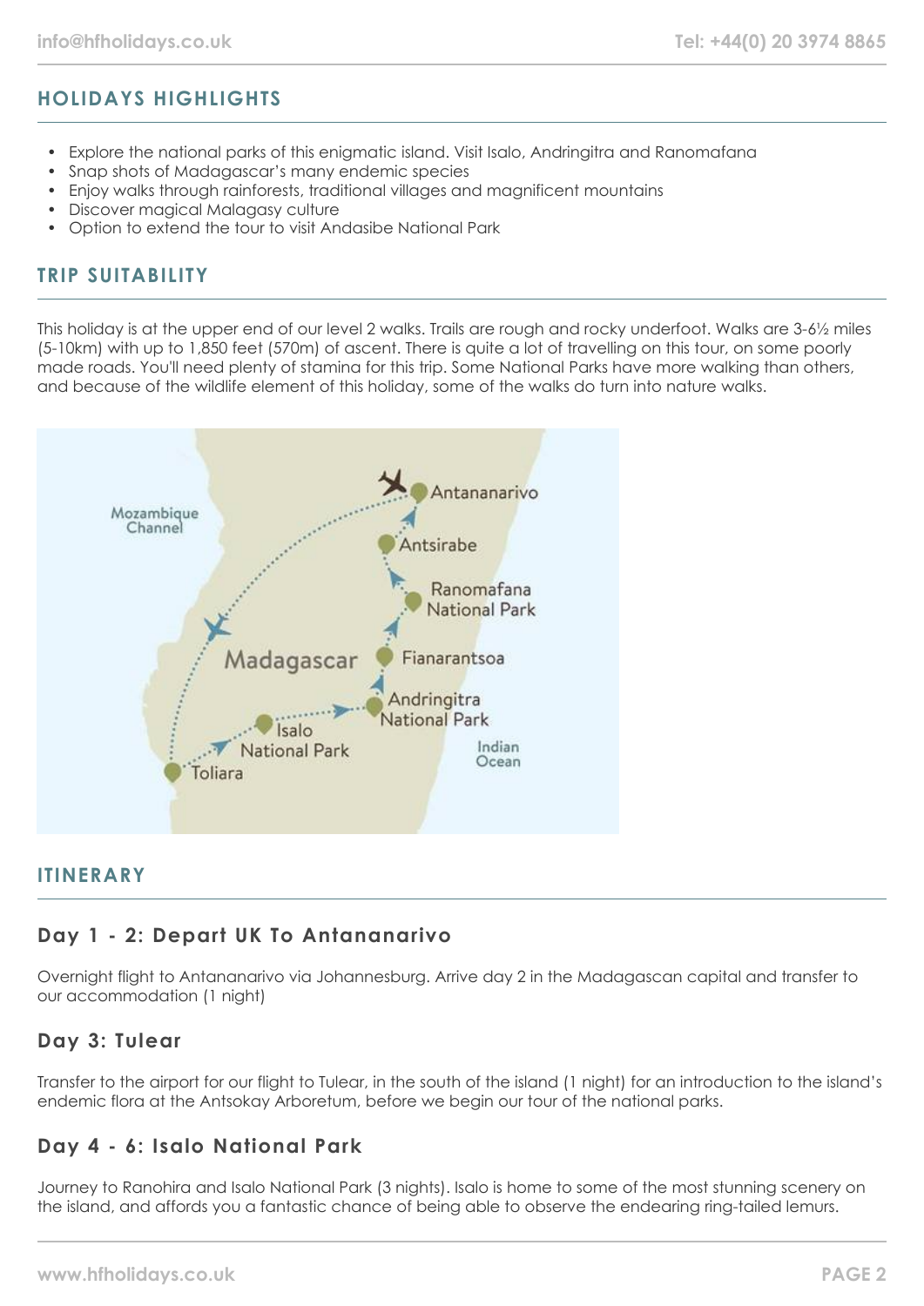## HOLIDAYS HIGHLIGHTS

- Explore the national parks of this enigmatic island. Visit Isalo, Andringitra and Ranomafana
- Snap shots of Madagascar's many endemic species
- Enjoy walks through rainforests, traditional villages and magnificent mountains
- Discover magical Malagasy culture
- Option to extend the tour to visit Andasibe National Park

## TRIP SUITABILITY

This holiday is at the upper end of our level 2 walks. Trails are rough and rocky underfoot. Walks are 3-6½ miles (5-10km) with up to 1,850 feet (570m) of ascent. There is quite a lot of travelling on this tour, on some poorly made roads. You'll need plenty of stamina for this trip. Some National Parks have more walking than others, and because of the wildlife element of this holiday, some of the walks do turn into nature walks.

## ITINERARY

### Day 1 - 2: Depart UK To Antananarivo

Overnight flight to Antananarivo via Johannesburg. Arrive day 2 in the Madagascan capital and transfer to our accommodation (1 night)

### Day 3: Tulear

Transfer to the airport for our flight to Tulear, in the south of the island (1 night) for an introduction to the island's endemic flora at the Antsokay Arboretum, before we begin our tour of the national parks.

### Day 4 - 6: Isalo National Park

Journey to Ranohira and Isalo National Park (3 nights). Isalo is home to some of the most stunning scenery on the island, and affords you a fantastic chance of being able to observe the endearing ring-tailed lemurs.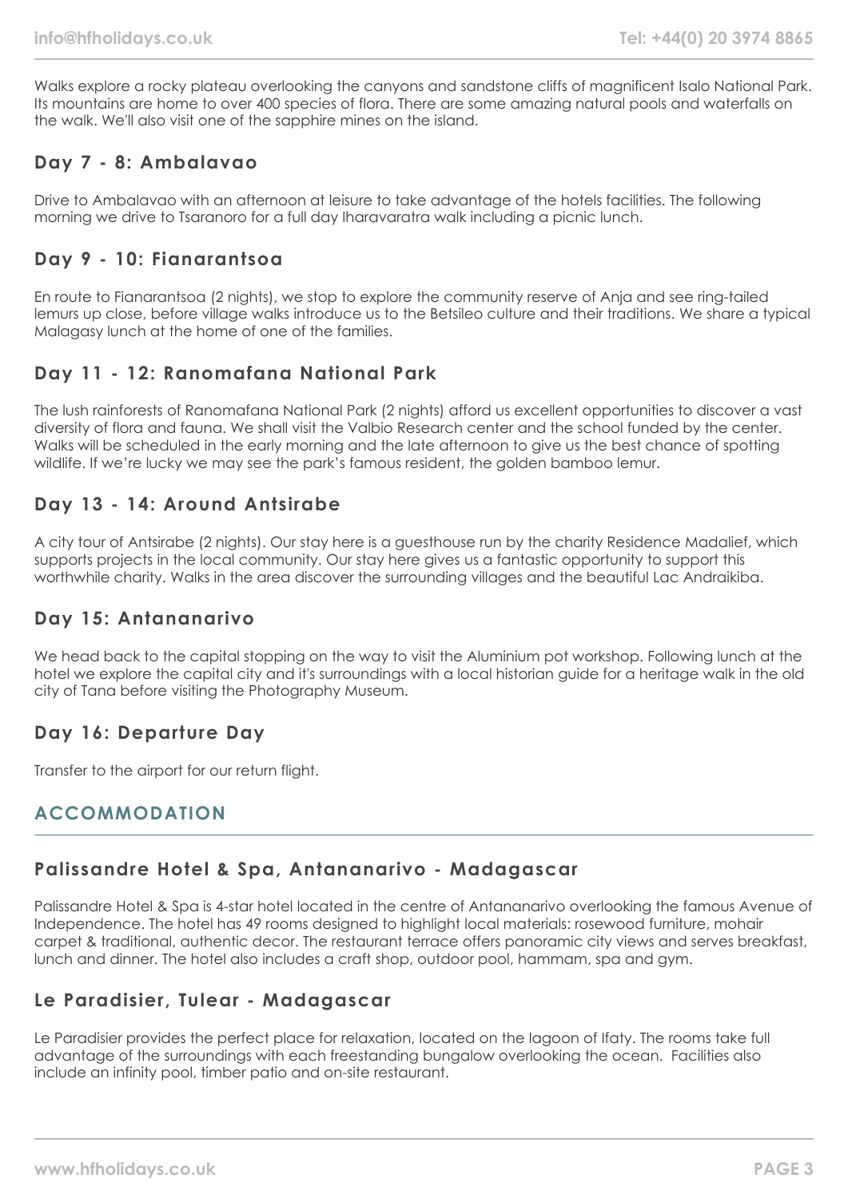Walks explore a rocky plateau overlooking the canyons and sandstone cliffs of magnificent Isalo National Park. Its mountains are home to over 400 species of flora. There are some amazing natural pools and waterfalls on the walk. We'll also visit one of the sapphire mines on the island.

### Day 7 - 8: Ambalavao

Drive to Ambalavao with an afternoon at leisure to take advantage of the hotels facilities. The following morning we drive to Tsaranoro for a full day Iharavaratra walk including a picnic lunch.

### Day 9 - 10: Fianarantsoa

En route to Fianarantsoa (2 nights), we stop to explore the community reserve of Anja and see ring-tailed lemurs up close, before village walks introduce us to the Betsileo culture and their traditions. We share a typical Malagasy lunch at the home of one of the families.

### Day 11 - 12: Ranomafana National Park

The lush rainforests of Ranomafana National Park (2 nights) afford us excellent opportunities to discover a vast diversity of flora and fauna. We shall visit the Valbio Research center and the school funded by the center. Walks will be scheduled in the early morning and the late afternoon to give us the best chance of spotting wildlife. If we're lucky we may see the park's famous resident, the golden bamboo lemur.

### Day 13 - 14: Around Antsirabe

A city tour of Antsirabe (2 nights). Our stay here is a guesthouse run by the charity Residence Madalief, which supports projects in the local community. Our stay here gives us a fantastic opportunity to support this worthwhile charity. Walks in the area discover the surrounding villages and the beautiful Lac Andraikiba.

### Day 15: Antananarivo

We head back to the capital stopping on the way to visit the Aluminium pot workshop. Following lunch at the hotel we explore the capital city and it's surroundings with a local historian guide for a heritage walk in the old city of Tana before visiting the Photography Museum.

### Day 16: Departure Day

Transfer to the airport for our return flight.

## ACCOMMODATION

### Palissandre Hotel & Spa, Antananarivo - Madagascar

Palissandre Hotel & Spa is 4-star hotel located in the centre of Antananarivo overlooking the famous Avenue of Independence. The hotel has 49 rooms designed to highlight local materials: rosewood furniture, mohair carpet & traditional, authentic decor. The restaurant terrace offers panoramic city views and serves breakfast, lunch and dinner. The hotel also includes a craft shop, outdoor pool, hammam, spa and gym.

### Le Paradisier, Tulear - Madagascar

Le Paradisier provides the perfect place for relaxation, located on the lagoon of Ifaty. The rooms take full advantage of the surroundings with each freestanding bungalow overlooking the ocean. Facilities also include an infinity pool, timber patio and on-site restaurant.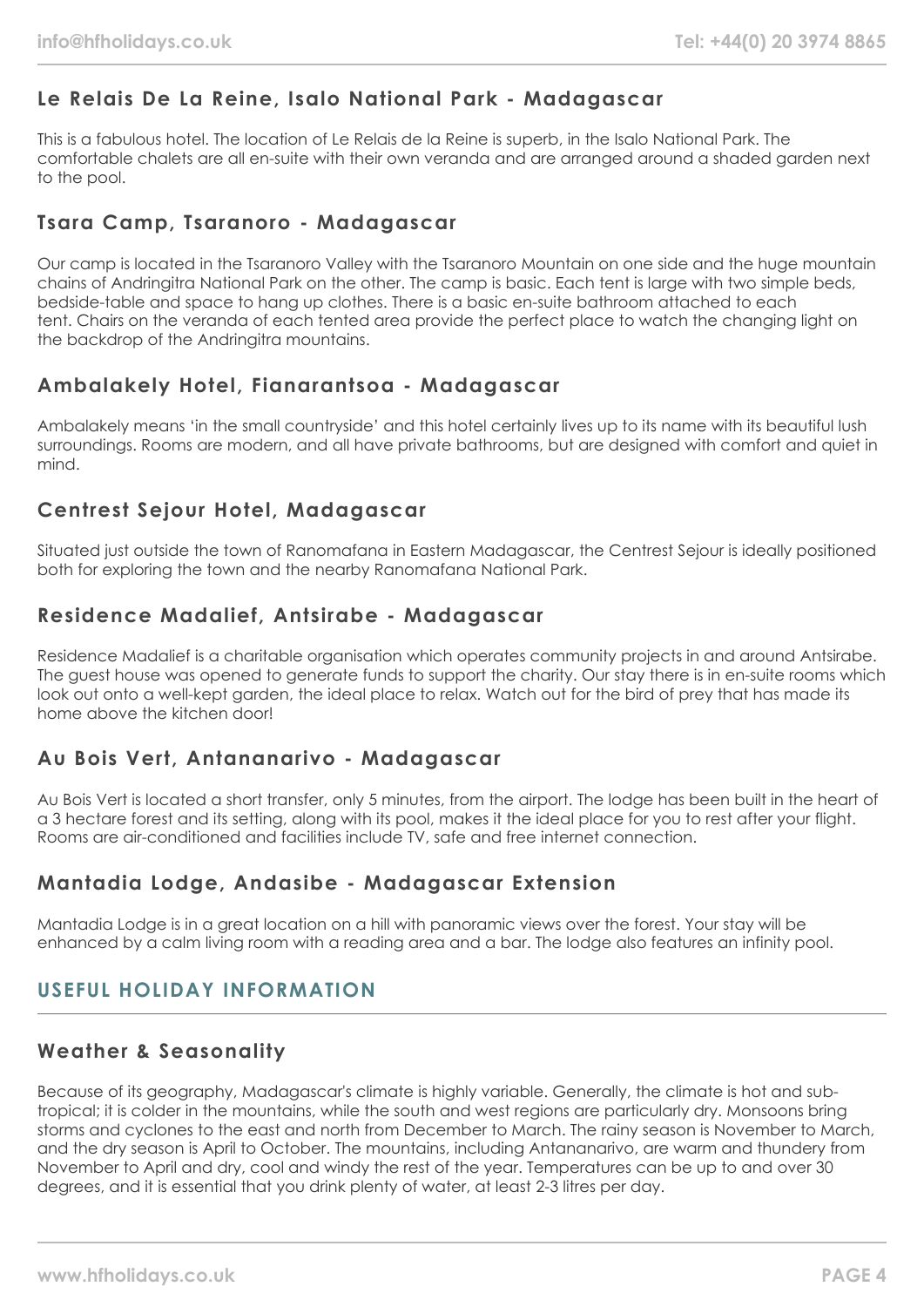### Le Relais De La Reine, Isalo National Park - Madagascar

This is a fabulous hotel. The location of Le Relais de la Reine is superb, in the Isalo National Park. The comfortable chalets are all en-suite with their own veranda and are arranged around a shaded garden next to the pool.

### Tsara Camp, Tsaranoro - Madagascar

Our camp is located in the Tsaranoro Valley with the Tsaranoro Mountain on one side and the huge mountain chains of Andringitra National Park on the other. The camp is basic. Each tent is large with two simple beds, bedside-table and space to hang up clothes. There is a basic en-suite bathroom attached to each tent. Chairs on the veranda of each tented area provide the perfect place to watch the changing light on the backdrop of the Andringitra mountains.

### Ambalakely Hotel, Fianarantsoa - Madagascar

Ambalakely means 'in the small countryside' and this hotel certainly lives up to its name with its beautiful lush surroundings. Rooms are modern, and all have private bathrooms, but are designed with comfort and quiet in mind.

### Centrest Sejour Hotel, Madagascar

Situated just outside the town of Ranomafana in Eastern Madagascar, the Centrest Sejour is ideally positioned both for exploring the town and the nearby Ranomafana National Park.

### Residence Madalief, Antsirabe - Madagascar

Residence Madalief is a charitable organisation which operates community projects in and around Antsirabe. The guest house was opened to generate funds to support the charity. Our stay there is in en-suite rooms which look out onto a well-kept garden, the ideal place to relax. Watch out for the bird of prey that has made its home above the kitchen door!

### Au Bois Vert, Antananarivo - Madagascar

Au Bois Vert is located a short transfer, only 5 minutes, from the airport. The lodge has been built in the heart of a 3 hectare forest and its setting, along with its pool, makes it the ideal place for you to rest after your flight. Rooms are air-conditioned and facilities include TV, safe and free internet connection.

### Mantadia Lodge, Andasibe - Madagascar Extension

Mantadia Lodge is in a great location on a hill with panoramic views over the forest. Your stay will be enhanced by a calm living room with a reading area and a bar. The lodge also features an infinity pool.

## USEFUL HOLIDAY INFORMATION

### Weather & Seasonality

Because of its geography, Madagascar's climate is highly variable. Generally, the climate is hot and sub-tropical; it is colder in the mountains, while the south and west regions are particularly dry. Monsoons bring storms and cyclones to the east and north from December to March. The rainy season is November to March, and the dry season is April to October. The mountains, including Antananarivo, are warm and thundery from November to April and dry, cool and windy the rest of the year. Temperatures can be up to and over 30 degrees, and it is essential that you drink plenty of water, at least 2-3 litres per day.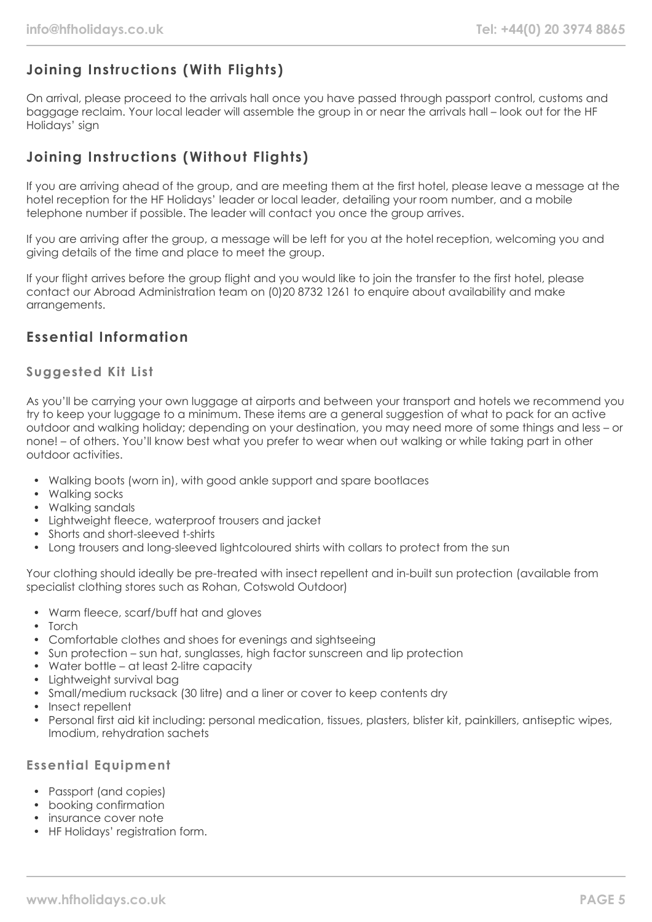## Joining Instructions (With Flights)

On arrival, please proceed to the arrivals hall once you have passed through passport control, customs and baggage reclaim. Your local leader will assemble the group in or near the arrivals hall – look out for the HF Holidays' sign

## Joining Instructions (Without Flights)

If you are arriving ahead of the group, and are meeting them at the first hotel, please leave a message at the hotel reception for the HF Holidays' leader or local leader, detailing your room number, and a mobile telephone number if possible. The leader will contact you once the group arrives.

If you are arriving after the group, a message will be left for you at the hotel reception, welcoming you and giving details of the time and place to meet the group.

If your flight arrives before the group flight and you would like to join the transfer to the first hotel, please contact our Abroad Administration team on (0)20 8732 1261 to enquire about availability and make arrangements.

## Essential Information

### Suggested Kit List

As you'll be carrying your own luggage at airports and between your transport and hotels we recommend you try to keep your luggage to a minimum. These items are a general suggestion of what to pack for an active outdoor and walking holiday; depending on your destination, you may need more of some things and less – or none! – of others. You'll know best what you prefer to wear when out walking or while taking part in other outdoor activities.

- Walking boots (worn in), with good ankle support and spare bootlaces
- Walking socks
- Walking sandals
- Lightweight fleece, waterproof trousers and jacket
- Shorts and short-sleeved t-shirts
- Long trousers and long-sleeved lightcoloured shirts with collars to protect from the sun

Your clothing should ideally be pre-treated with insect repellent and in-built sun protection (available from specialist clothing stores such as Rohan, Cotswold Outdoor)

- Warm fleece, scarf/buff hat and gloves
- Torch
- Comfortable clothes and shoes for evenings and sightseeing
- Sun protection – sun hat, sunglasses, high factor sunscreen and lip protection
- Water bottle – at least 2-litre capacity
- Lightweight survival bag
- Small/medium rucksack (30 litre) and a liner or cover to keep contents dry
- Insect repellent
- Personal first aid kit including: personal medication, tissues, plasters, blister kit, painkillers, antiseptic wipes, Imodium, rehydration sachets

### Essential Equipment

- Passport (and copies)
- booking confirmation
- insurance cover note
- HF Holidays' registration form.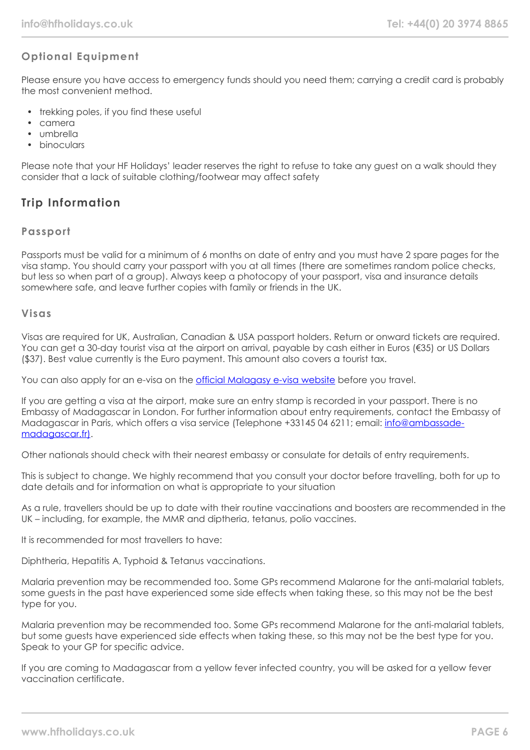### Optional Equipment

Please ensure you have access to emergency funds should you need them; carrying a credit card is probably the most convenient method.

- trekking poles, if you find these useful
- camera
- umbrella
- binoculars

Please note that your HF Holidays' leader reserves the right to refuse to take any guest on a walk should they consider that a lack of suitable clothing/footwear may affect safety

## Trip Information

### Passport

Passports must be valid for a minimum of 6 months on date of entry and you must have 2 spare pages for the visa stamp. You should carry your passport with you at all times (there are sometimes random police checks, but less so when part of a group). Always keep a photocopy of your passport, visa and insurance details somewhere safe, and leave further copies with family or friends in the UK.

### Visas

Visas are required for UK, Australian, Canadian & USA passport holders. Return or onward tickets are required. You can get a 30-day tourist visa at the airport on arrival, payable by cash either in Euros (€35) or US Dollars ($37). Best value currently is the Euro payment. This amount also covers a tourist tax.

You can also apply for an e-visa on the official Malagasy e-visa website before you travel.

If you are getting a visa at the airport, make sure an entry stamp is recorded in your passport. There is no Embassy of Madagascar in London. For further information about entry requirements, contact the Embassy of Madagascar in Paris, which offers a visa service (Telephone +33145 04 6211; email: info@ambassade-madagascar.fr).

Other nationals should check with their nearest embassy or consulate for details of entry requirements.

This is subject to change. We highly recommend that you consult your doctor before travelling, both for up to date details and for information on what is appropriate to your situation

As a rule, travellers should be up to date with their routine vaccinations and boosters are recommended in the UK – including, for example, the MMR and diptheria, tetanus, polio vaccines.

It is recommended for most travellers to have:

Diphtheria, Hepatitis A, Typhoid & Tetanus vaccinations.

Malaria prevention may be recommended too. Some GPs recommend Malarone for the anti-malarial tablets, some guests in the past have experienced some side effects when taking these, so this may not be the best type for you.

Malaria prevention may be recommended too. Some GPs recommend Malarone for the anti-malarial tablets, but some guests have experienced side effects when taking these, so this may not be the best type for you. Speak to your GP for specific advice.

If you are coming to Madagascar from a yellow fever infected country, you will be asked for a yellow fever vaccination certificate.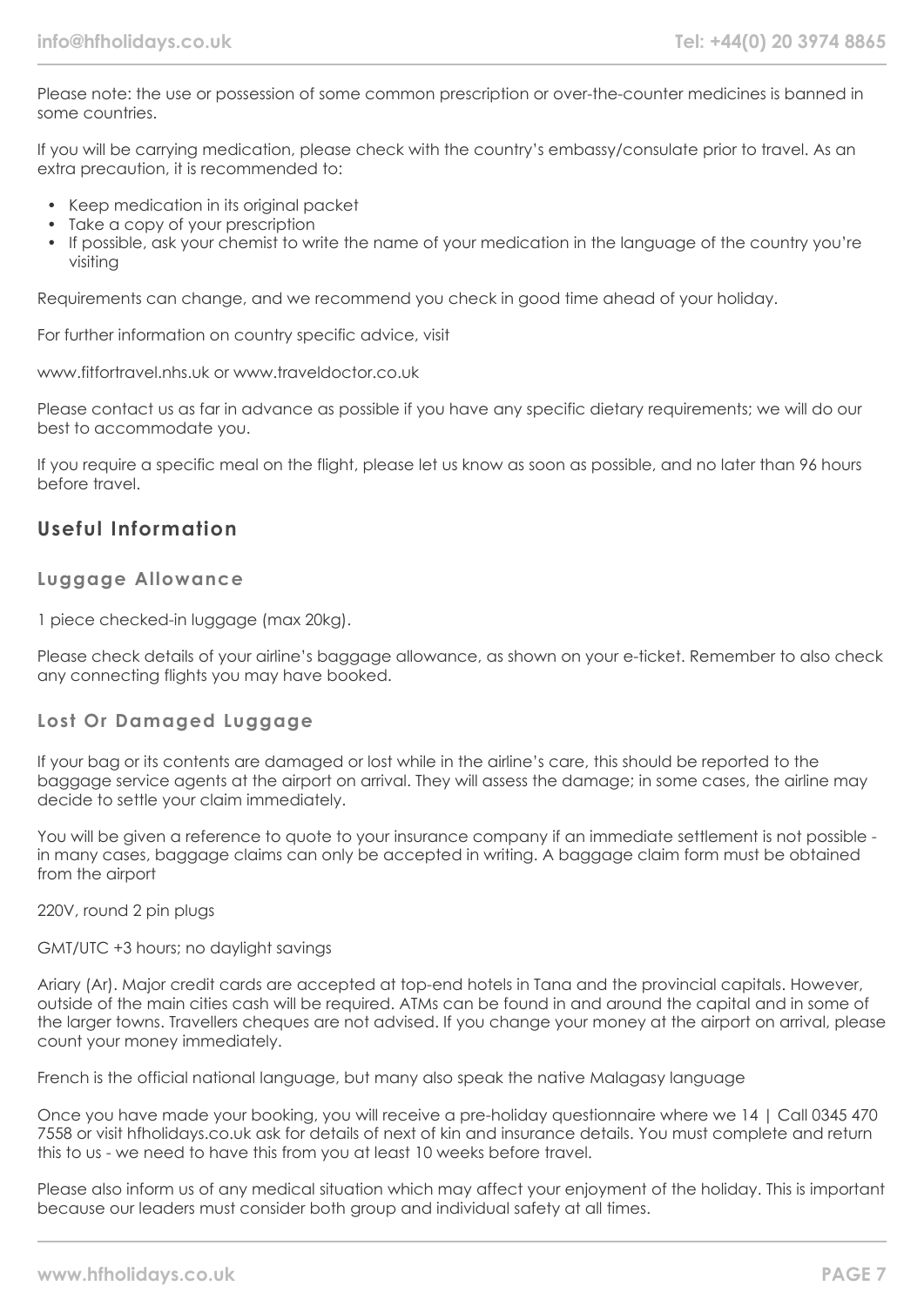Please note: the use or possession of some common prescription or over-the-counter medicines is banned in some countries.

If you will be carrying medication, please check with the country's embassy/consulate prior to travel. As an extra precaution, it is recommended to:

- Keep medication in its original packet
- Take a copy of your prescription
- If possible, ask your chemist to write the name of your medication in the language of the country you're visiting

Requirements can change, and we recommend you check in good time ahead of your holiday.

For further information on country specific advice, visit

www.fitfortravel.nhs.uk or www.traveldoctor.co.uk

Please contact us as far in advance as possible if you have any specific dietary requirements; we will do our best to accommodate you.

If you require a specific meal on the flight, please let us know as soon as possible, and no later than 96 hours before travel.

## Useful Information

### Luggage Allowance

1 piece checked-in luggage (max 20kg).

Please check details of your airline's baggage allowance, as shown on your e-ticket. Remember to also check any connecting flights you may have booked.

### Lost Or Damaged Luggage

If your bag or its contents are damaged or lost while in the airline's care, this should be reported to the baggage service agents at the airport on arrival. They will assess the damage; in some cases, the airline may decide to settle your claim immediately.

You will be given a reference to quote to your insurance company if an immediate settlement is not possible - in many cases, baggage claims can only be accepted in writing. A baggage claim form must be obtained from the airport

220V, round 2 pin plugs

GMT/UTC +3 hours; no daylight savings

Ariary (Ar). Major credit cards are accepted at top-end hotels in Tana and the provincial capitals. However, outside of the main cities cash will be required. ATMs can be found in and around the capital and in some of the larger towns. Travellers cheques are not advised. If you change your money at the airport on arrival, please count your money immediately.

French is the official national language, but many also speak the native Malagasy language

Once you have made your booking, you will receive a pre-holiday questionnaire where we 14 | Call 0345 470 7558 or visit hfholidays.co.uk ask for details of next of kin and insurance details. You must complete and return this to us - we need to have this from you at least 10 weeks before travel.

Please also inform us of any medical situation which may affect your enjoyment of the holiday. This is important because our leaders must consider both group and individual safety at all times.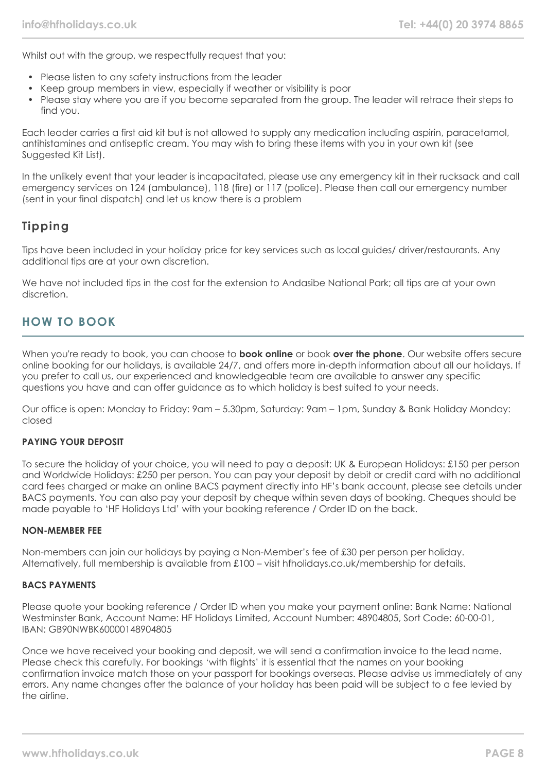Whilst out with the group, we respectfully request that you:

- Please listen to any safety instructions from the leader
- Keep group members in view, especially if weather or visibility is poor
- Please stay where you are if you become separated from the group. The leader will retrace their steps to find you.

Each leader carries a first aid kit but is not allowed to supply any medication including aspirin, paracetamol, antihistamines and antiseptic cream. You may wish to bring these items with you in your own kit (see Suggested Kit List).

In the unlikely event that your leader is incapacitated, please use any emergency kit in their rucksack and call emergency services on 124 (ambulance), 118 (fire) or 117 (police). Please then call our emergency number (sent in your final dispatch) and let us know there is a problem

## Tipping

Tips have been included in your holiday price for key services such as local guides/ driver/restaurants. Any additional tips are at your own discretion.

We have not included tips in the cost for the extension to Andasibe National Park; all tips are at your own discretion.

# HOW TO BOOK

When you're ready to book, you can choose to **book online** or book **over the phone**. Our website offers secure online booking for our holidays, is available 24/7, and offers more in-depth information about all our holidays. If you prefer to call us, our experienced and knowledgeable team are available to answer any specific questions you have and can offer guidance as to which holiday is best suited to your needs.

Our office is open: Monday to Friday: 9am – 5.30pm, Saturday: 9am – 1pm, Sunday & Bank Holiday Monday: closed

### PAYING YOUR DEPOSIT

To secure the holiday of your choice, you will need to pay a deposit: UK & European Holidays: £150 per person and Worldwide Holidays: £250 per person. You can pay your deposit by debit or credit card with no additional card fees charged or make an online BACS payment directly into HF's bank account, please see details under BACS payments. You can also pay your deposit by cheque within seven days of booking. Cheques should be made payable to 'HF Holidays Ltd' with your booking reference / Order ID on the back.

### NON-MEMBER FEE

Non-members can join our holidays by paying a Non-Member's fee of £30 per person per holiday. Alternatively, full membership is available from £100 – visit hfholidays.co.uk/membership for details.

### BACS PAYMENTS

Please quote your booking reference / Order ID when you make your payment online: Bank Name: National Westminster Bank, Account Name: HF Holidays Limited, Account Number: 48904805, Sort Code: 60-00-01, IBAN: GB90NWBK60000148904805

Once we have received your booking and deposit, we will send a confirmation invoice to the lead name. Please check this carefully. For bookings 'with flights' it is essential that the names on your booking confirmation invoice match those on your passport for bookings overseas. Please advise us immediately of any errors. Any name changes after the balance of your holiday has been paid will be subject to a fee levied by the airline.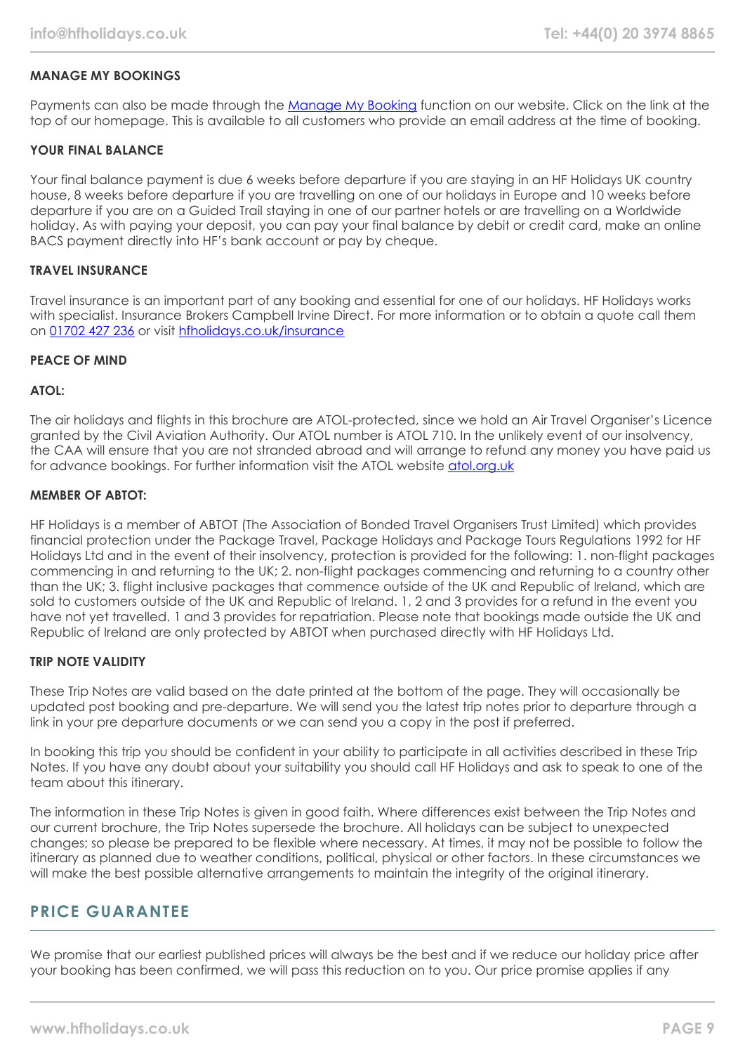**MANAGE MY BOOKINGS**

Payments can also be made through the [Manage My Booking](#) function on our website. Click on the link at the top of our homepage. This is available to all customers who provide an email address at the time of booking.

**YOUR FINAL BALANCE**

Your final balance payment is due 6 weeks before departure if you are staying in an HF Holidays UK country house, 8 weeks before departure if you are travelling on one of our holidays in Europe and 10 weeks before departure if you are on a Guided Trail staying in one of our partner hotels or are travelling on a Worldwide holiday. As with paying your deposit, you can pay your final balance by debit or credit card, make an online BACS payment directly into HF's bank account or pay by cheque.

**TRAVEL INSURANCE**

Travel insurance is an important part of any booking and essential for one of our holidays. HF Holidays works with specialist. Insurance Brokers Campbell Irvine Direct. For more information or to obtain a quote call them on [01702 427 236](#) or visit [hfholidays.co.uk/insurance](#)

**PEACE OF MIND**

**ATOL:**

The air holidays and flights in this brochure are ATOL-protected, since we hold an Air Travel Organiser's Licence granted by the Civil Aviation Authority. Our ATOL number is ATOL 710. In the unlikely event of our insolvency, the CAA will ensure that you are not stranded abroad and will arrange to refund any money you have paid us for advance bookings. For further information visit the ATOL website [atol.org.uk](#)

**MEMBER OF ABTOT:**

HF Holidays is a member of ABTOT (The Association of Bonded Travel Organisers Trust Limited) which provides financial protection under the Package Travel, Package Holidays and Package Tours Regulations 1992 for HF Holidays Ltd and in the event of their insolvency, protection is provided for the following: 1. non-flight packages commencing in and returning to the UK; 2. non-flight packages commencing and returning to a country other than the UK; 3. flight inclusive packages that commence outside of the UK and Republic of Ireland, which are sold to customers outside of the UK and Republic of Ireland. 1, 2 and 3 provides for a refund in the event you have not yet travelled. 1 and 3 provides for repatriation. Please note that bookings made outside the UK and Republic of Ireland are only protected by ABTOT when purchased directly with HF Holidays Ltd.

**TRIP NOTE VALIDITY**

These Trip Notes are valid based on the date printed at the bottom of the page. They will occasionally be updated post booking and pre-departure. We will send you the latest trip notes prior to departure through a link in your pre departure documents or we can send you a copy in the post if preferred.

In booking this trip you should be confident in your ability to participate in all activities described in these Trip Notes. If you have any doubt about your suitability you should call HF Holidays and ask to speak to one of the team about this itinerary.

The information in these Trip Notes is given in good faith. Where differences exist between the Trip Notes and our current brochure, the Trip Notes supersede the brochure. All holidays can be subject to unexpected changes; so please be prepared to be flexible where necessary. At times, it may not be possible to follow the itinerary as planned due to weather conditions, political, physical or other factors. In these circumstances we will make the best possible alternative arrangements to maintain the integrity of the original itinerary.

## PRICE GUARANTEE

We promise that our earliest published prices will always be the best and if we reduce our holiday price after your booking has been confirmed, we will pass this reduction on to you. Our price promise applies if any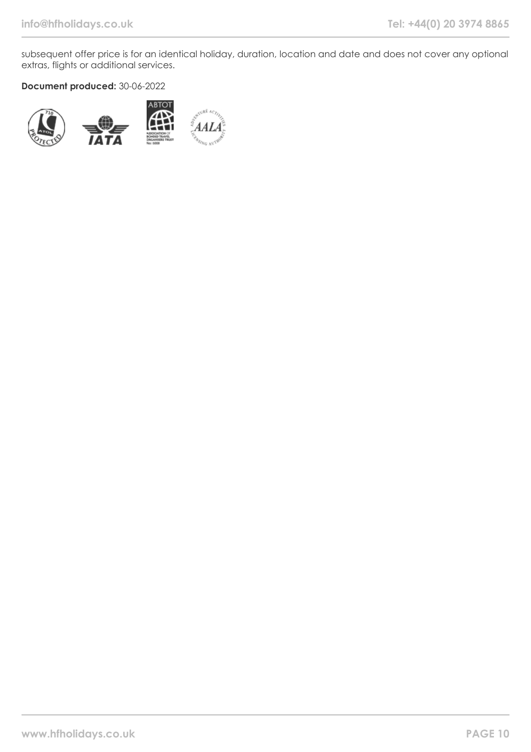subsequent offer price is for an identical holiday, duration, location and date and does not cover any optional extras, flights or additional services.

**Document produced:** 30-06-2022